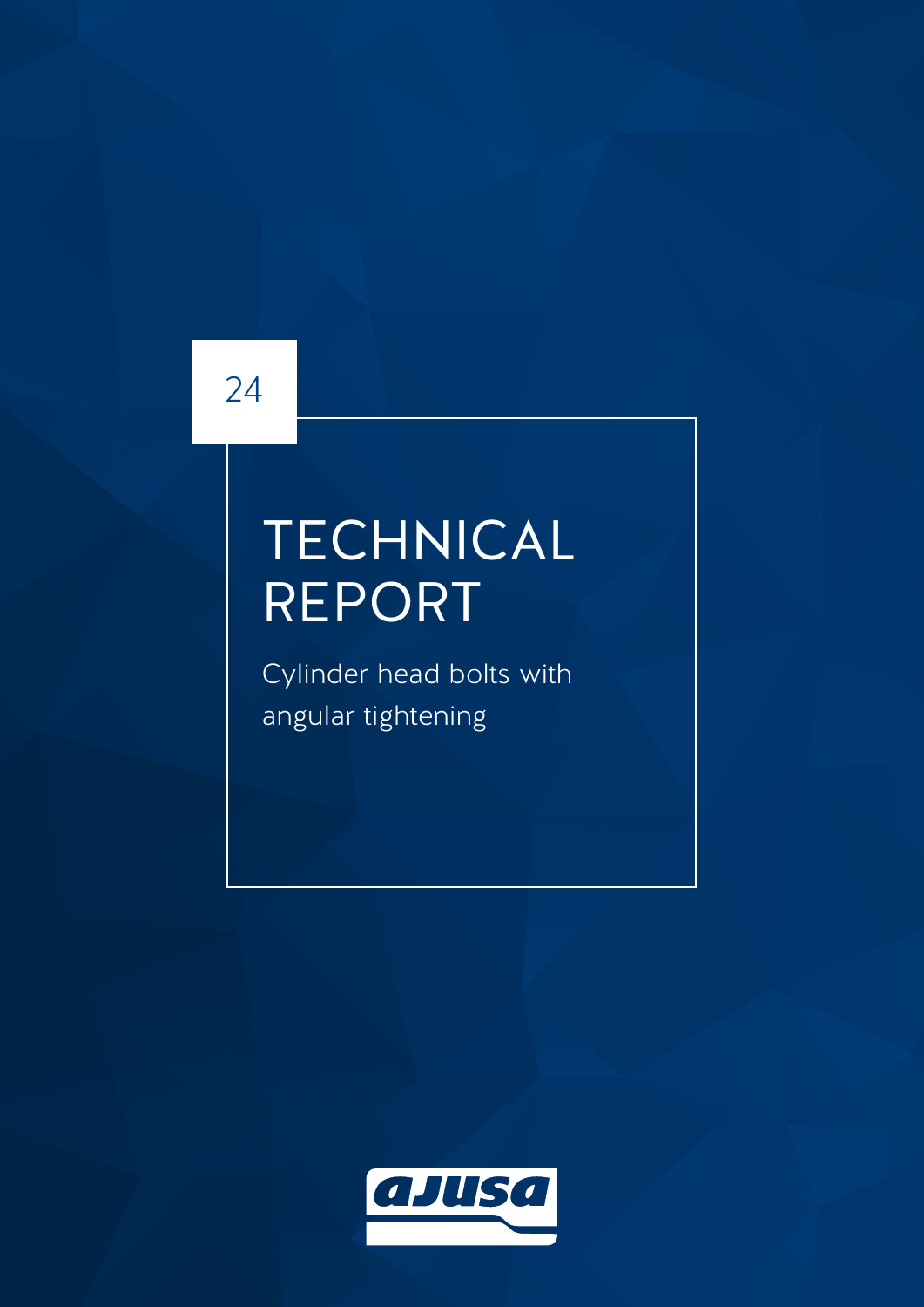24

# TECHNICAL REPORT

Cylinder head bolts with angular tightening

ajusa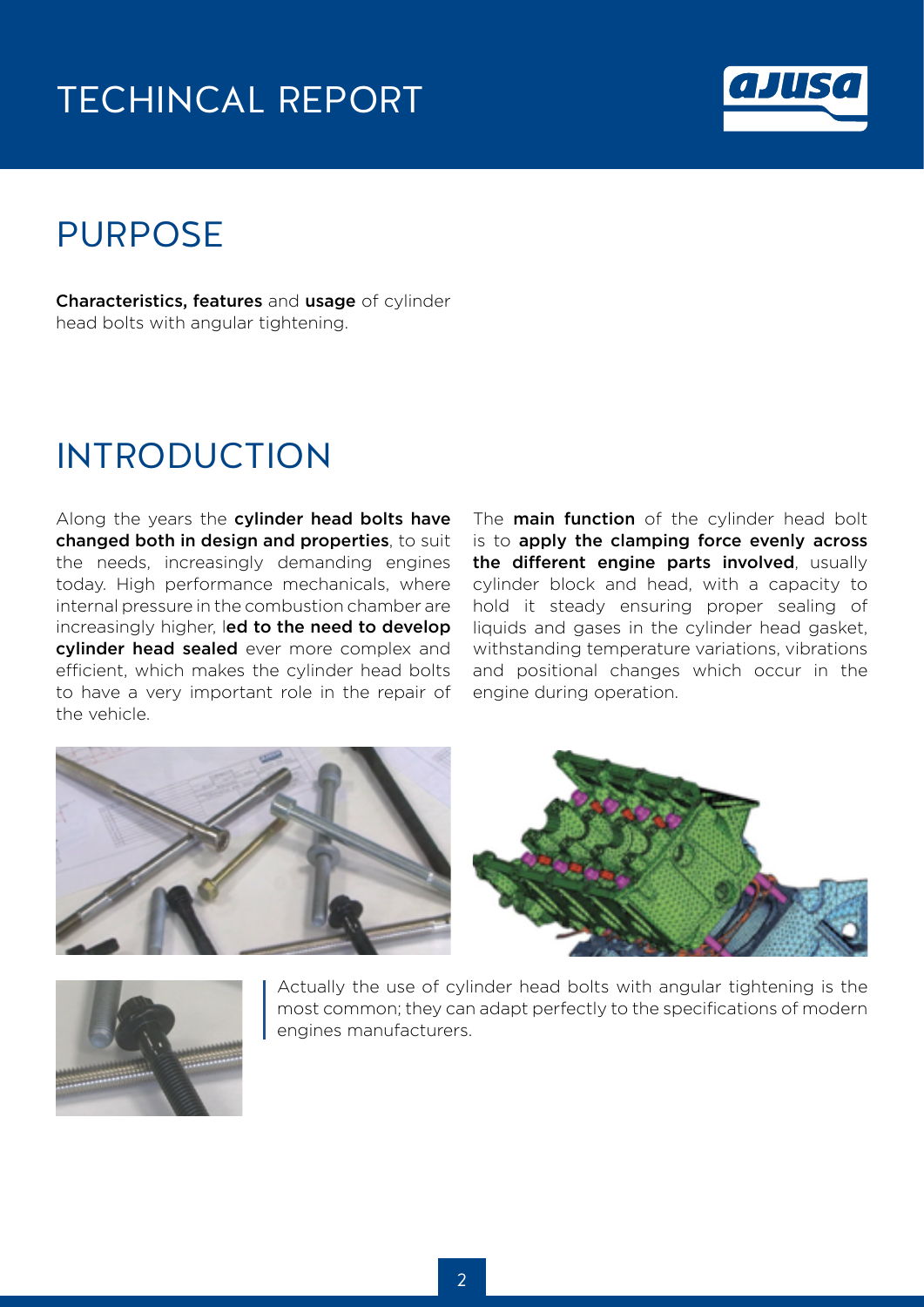# TECHINCAL REPORT

## PURPOSE

**Characteristics, features** and **usage** of cylinder head bolts with angular tightening.

## INTRODUCTION

Along the years the **cylinder head bolts have changed both in design and properties**, to suit the needs, increasingly demanding engines today. High performance mechanicals, where internal pressure in the combustion chamber are increasingly higher, l**ed to the need to develop cylinder head sealed** ever more complex and efficient, which makes the cylinder head bolts to have a very important role in the repair of the vehicle.

The **main function** of the cylinder head bolt is to **apply the clamping force evenly across the different engine parts involved**, usually cylinder block and head, with a capacity to hold it steady ensuring proper sealing of liquids and gases in the cylinder head gasket, withstanding temperature variations, vibrations and positional changes which occur in the engine during operation.

Actually the use of cylinder head bolts with angular tightening is the most common; they can adapt perfectly to the specifications of modern engines manufacturers.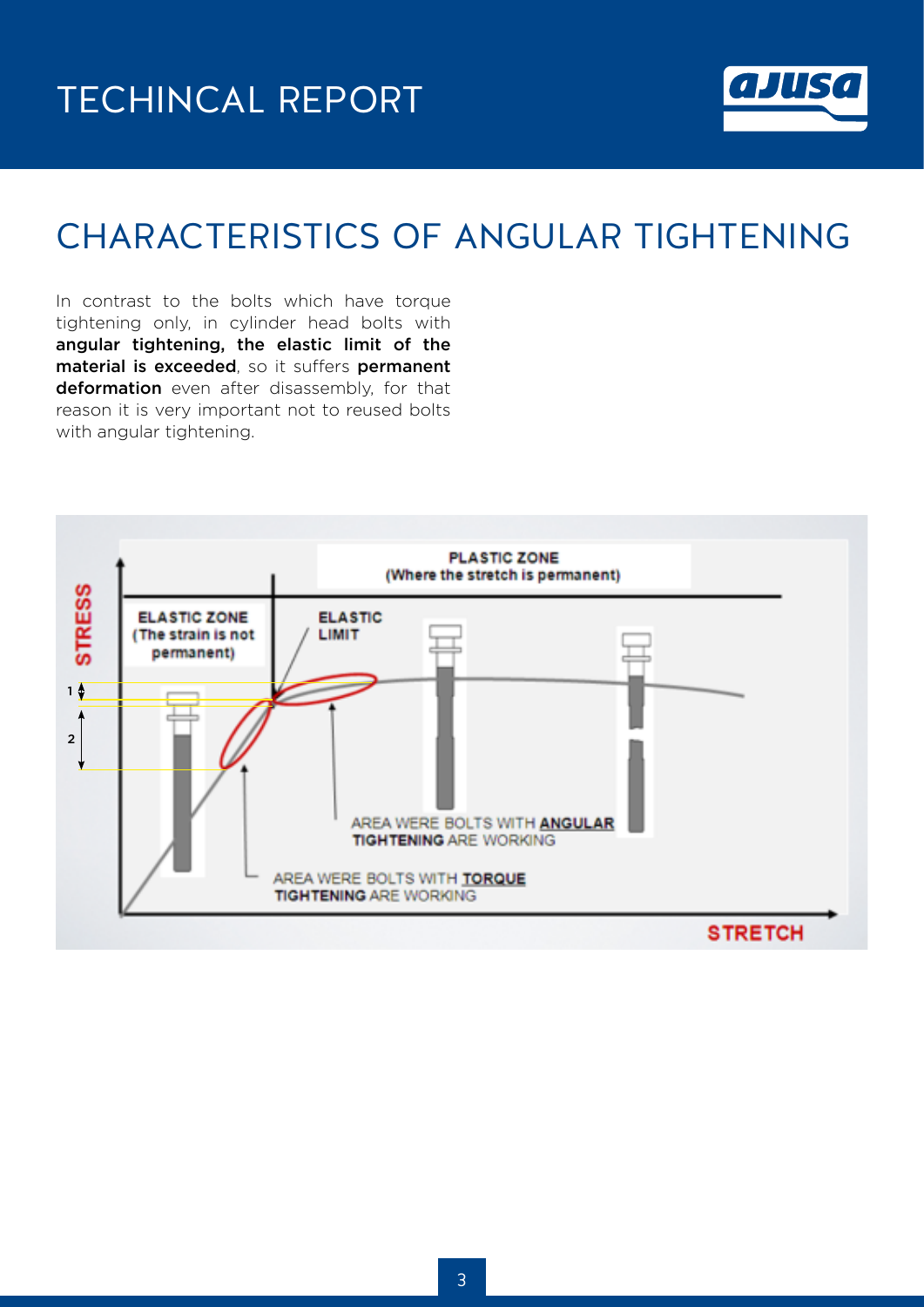# CHARACTERISTICS OF ANGULAR TIGHTENING

In contrast to the bolts which have torque tightening only, in cylinder head bolts with **angular tightening, the elastic limit of the material is exceeded**, so it suffers **permanent deformation** even after disassembly, for that reason it is very important not to reused bolts with angular tightening.

PLASTIC ZONE (Where the stretch is permanent)

ELASTIC ZONE (The strain is not permanent)

ELASTIC LIMIT

STRESS

1

2

AREA WERE BOLTS WITH **ANGULAR TIGHTENING** ARE WORKING

AREA WERE BOLTS WITH **TORQUE TIGHTENING** ARE WORKING

STRETCH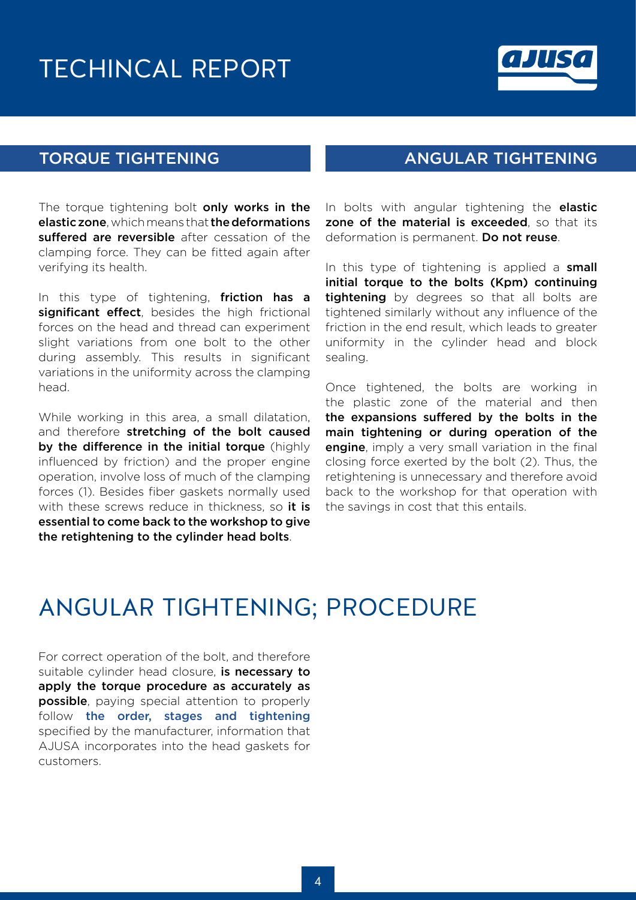# TECHINCAL REPORT

## TORQUE TIGHTENING

The torque tightening bolt **only works in the elastic zone**, which means that **the deformations suffered are reversible** after cessation of the clamping force. They can be fitted again after verifying its health.

In this type of tightening, **friction has a significant effect**, besides the high frictional forces on the head and thread can experiment slight variations from one bolt to the other during assembly. This results in significant variations in the uniformity across the clamping head.

While working in this area, a small dilatation, and therefore **stretching of the bolt caused by the difference in the initial torque** (highly influenced by friction) and the proper engine operation, involve loss of much of the clamping forces (1). Besides fiber gaskets normally used with these screws reduce in thickness, so **it is essential to come back to the workshop to give the retightening to the cylinder head bolts**.

## ANGULAR TIGHTENING

In bolts with angular tightening the **elastic zone of the material is exceeded**, so that its deformation is permanent. **Do not reuse**.

In this type of tightening is applied a **small initial torque to the bolts (Kpm) continuing tightening** by degrees so that all bolts are tightened similarly without any influence of the friction in the end result, which leads to greater uniformity in the cylinder head and block sealing.

Once tightened, the bolts are working in the plastic zone of the material and then **the expansions suffered by the bolts in the main tightening or during operation of the engine**, imply a very small variation in the final closing force exerted by the bolt (2). Thus, the retightening is unnecessary and therefore avoid back to the workshop for that operation with the savings in cost that this entails.

# ANGULAR TIGHTENING; PROCEDURE

For correct operation of the bolt, and therefore suitable cylinder head closure, **is necessary to apply the torque procedure as accurately as possible**, paying special attention to properly follow **the order, stages and tightening** specified by the manufacturer, information that AJUSA incorporates into the head gaskets for customers.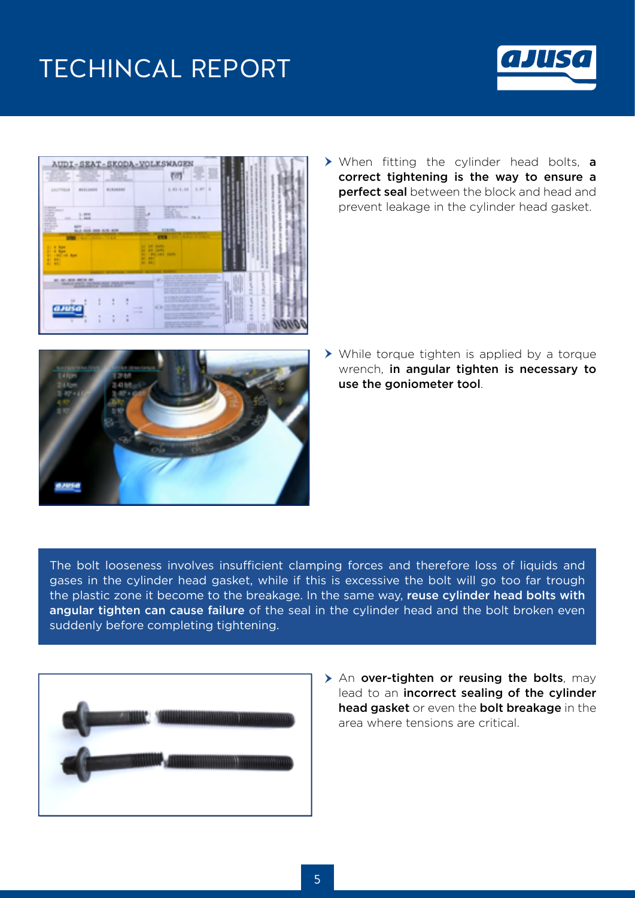# TECHINCAL REPORT

- When fitting the cylinder head bolts, **a correct tightening is the way to ensure a perfect seal** between the block and head and prevent leakage in the cylinder head gasket.

- While torque tighten is applied by a torque wrench, **in angular tighten is necessary to use the goniometer tool**.

The bolt looseness involves insufficient clamping forces and therefore loss of liquids and gases in the cylinder head gasket, while if this is excessive the bolt will go too far trough the plastic zone it become to the breakage. In the same way, **reuse cylinder head bolts with angular tighten can cause failure** of the seal in the cylinder head and the bolt broken even suddenly before completing tightening.

- An **over-tighten or reusing the bolts**, may lead to an **incorrect sealing of the cylinder head gasket** or even the **bolt breakage** in the area where tensions are critical.